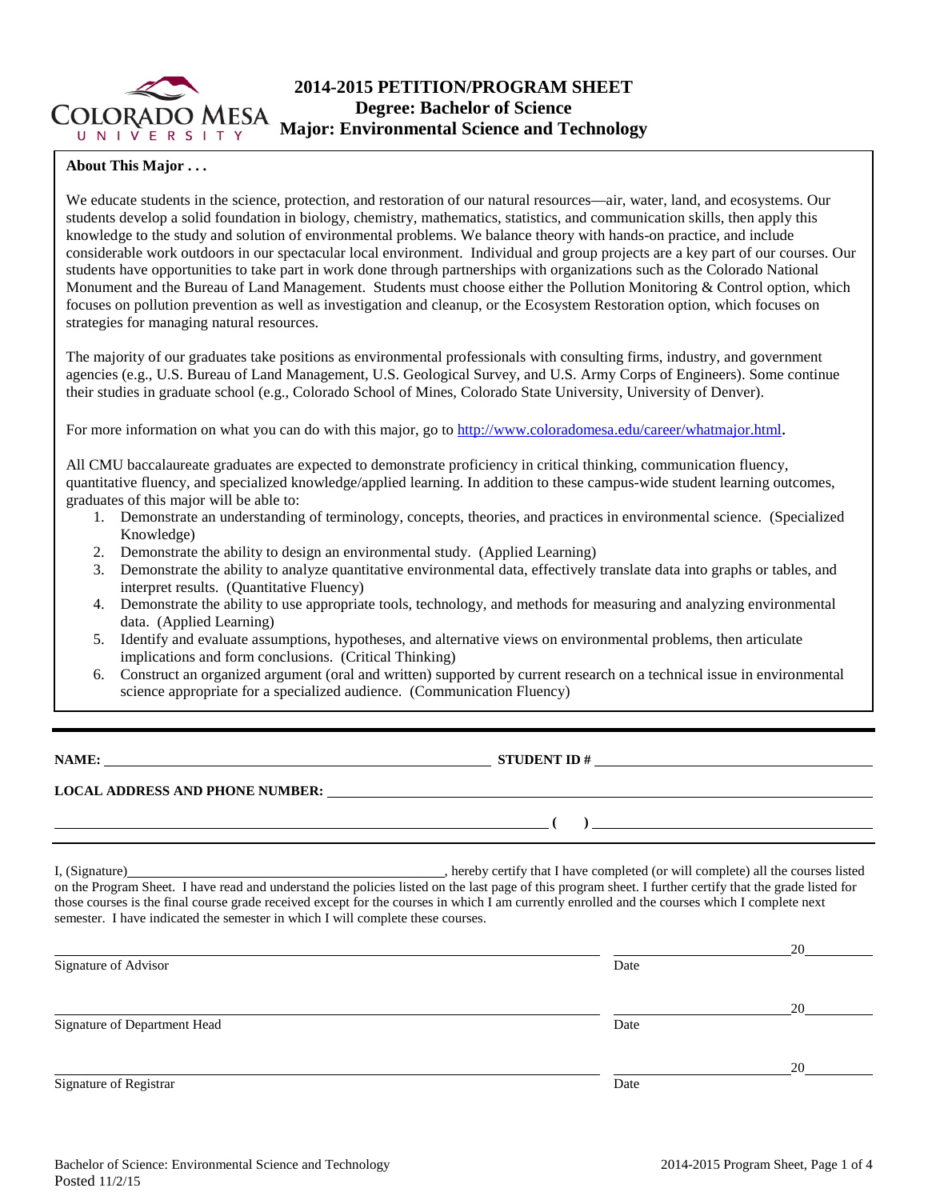# 2014-2015 PETITION/PROGRAM SHEET
## Degree: Bachelor of Science
## Major: Environmental Science and Technology

**About This Major . . .**

We educate students in the science, protection, and restoration of our natural resources—air, water, land, and ecosystems. Our students develop a solid foundation in biology, chemistry, mathematics, statistics, and communication skills, then apply this knowledge to the study and solution of environmental problems. We balance theory with hands-on practice, and include considerable work outdoors in our spectacular local environment. Individual and group projects are a key part of our courses. Our students have opportunities to take part in work done through partnerships with organizations such as the Colorado National Monument and the Bureau of Land Management. Students must choose either the Pollution Monitoring & Control option, which focuses on pollution prevention as well as investigation and cleanup, or the Ecosystem Restoration option, which focuses on strategies for managing natural resources.

The majority of our graduates take positions as environmental professionals with consulting firms, industry, and government agencies (e.g., U.S. Bureau of Land Management, U.S. Geological Survey, and U.S. Army Corps of Engineers). Some continue their studies in graduate school (e.g., Colorado School of Mines, Colorado State University, University of Denver).

For more information on what you can do with this major, go to http://www.coloradomesa.edu/career/whatmajor.html.

All CMU baccalaureate graduates are expected to demonstrate proficiency in critical thinking, communication fluency, quantitative fluency, and specialized knowledge/applied learning. In addition to these campus-wide student learning outcomes, graduates of this major will be able to:

1. Demonstrate an understanding of terminology, concepts, theories, and practices in environmental science. (Specialized Knowledge)
2. Demonstrate the ability to design an environmental study. (Applied Learning)
3. Demonstrate the ability to analyze quantitative environmental data, effectively translate data into graphs or tables, and interpret results. (Quantitative Fluency)
4. Demonstrate the ability to use appropriate tools, technology, and methods for measuring and analyzing environmental data. (Applied Learning)
5. Identify and evaluate assumptions, hypotheses, and alternative views on environmental problems, then articulate implications and form conclusions. (Critical Thinking)
6. Construct an organized argument (oral and written) supported by current research on a technical issue in environmental science appropriate for a specialized audience. (Communication Fluency)

---

**NAME:** ______________________________ **STUDENT ID #** ______________________________

**LOCAL ADDRESS AND PHONE NUMBER:** ______________________________

______________________________ **(     )** ______________________________

I, (Signature)______________________________, hereby certify that I have completed (or will complete) all the courses listed on the Program Sheet. I have read and understand the policies listed on the last page of this program sheet. I further certify that the grade listed for those courses is the final course grade received except for the courses in which I am currently enrolled and the courses which I complete next semester. I have indicated the semester in which I will complete these courses.

______________________________ ______________ 20______
Signature of Advisor Date

______________________________ ______________ 20______
Signature of Department Head Date

______________________________ ______________ 20______
Signature of Registrar Date

Posted 11/2/15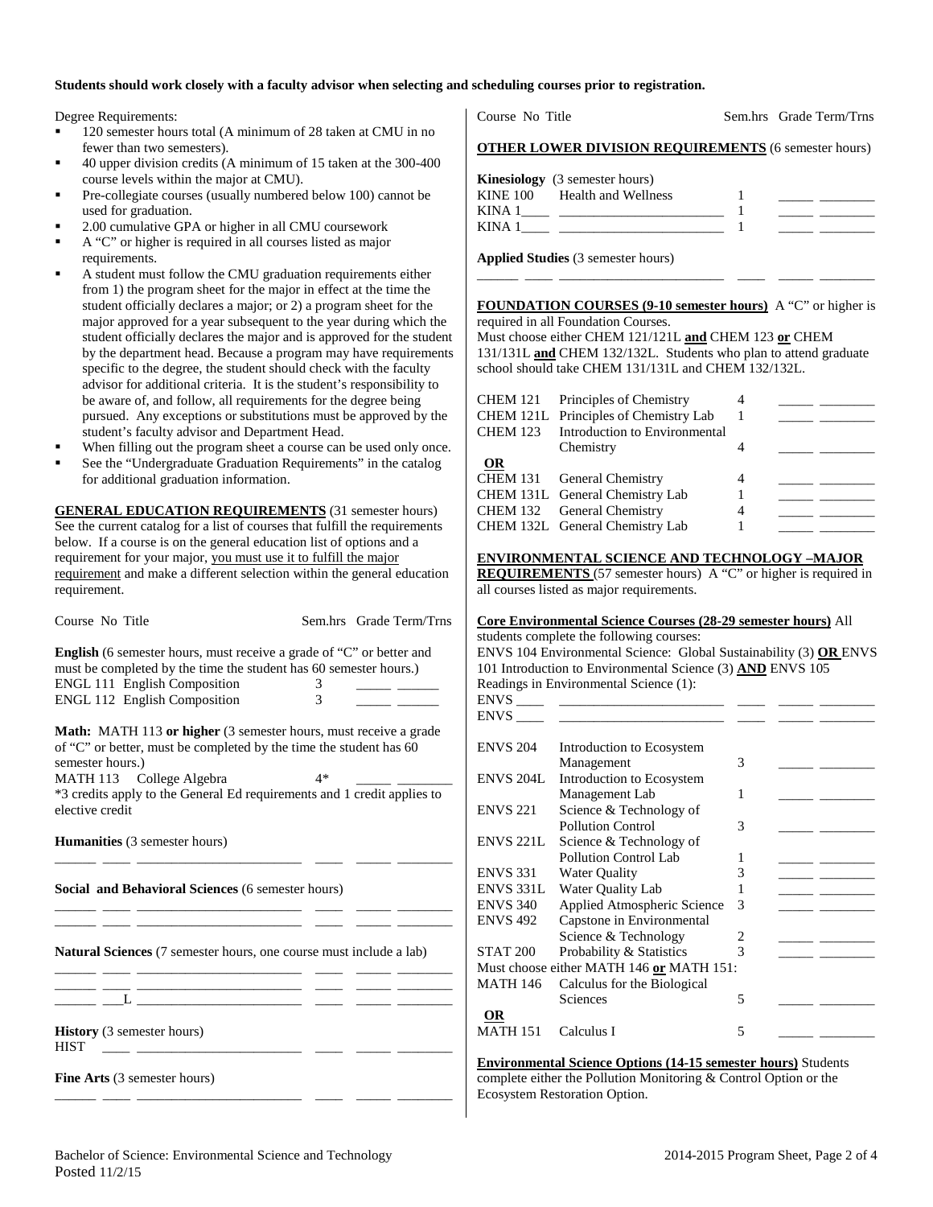**Students should work closely with a faculty advisor when selecting and scheduling courses prior to registration.**

Degree Requirements:

- 120 semester hours total (A minimum of 28 taken at CMU in no fewer than two semesters).
- 40 upper division credits (A minimum of 15 taken at the 300-400 course levels within the major at CMU).
- Pre-collegiate courses (usually numbered below 100) cannot be used for graduation.
- 2.00 cumulative GPA or higher in all CMU coursework
- A "C" or higher is required in all courses listed as major requirements.
- A student must follow the CMU graduation requirements either from 1) the program sheet for the major in effect at the time the student officially declares a major; or 2) a program sheet for the major approved for a year subsequent to the year during which the student officially declares the major and is approved for the student by the department head. Because a program may have requirements specific to the degree, the student should check with the faculty advisor for additional criteria. It is the student's responsibility to be aware of, and follow, all requirements for the degree being pursued. Any exceptions or substitutions must be approved by the student's faculty advisor and Department Head.
- When filling out the program sheet a course can be used only once.
- See the "Undergraduate Graduation Requirements" in the catalog for additional graduation information.

**GENERAL EDUCATION REQUIREMENTS** (31 semester hours) See the current catalog for a list of courses that fulfill the requirements below. If a course is on the general education list of options and a requirement for your major, you must use it to fulfill the major requirement and make a different selection within the general education requirement.

| Course No | Title | Sem.hrs | Grade | Term/Trns |
|---|---|---|---|---|

**English** (6 semester hours, must receive a grade of "C" or better and must be completed by the time the student has 60 semester hours.)

| Course No | Title | Sem.hrs | Grade | Term/Trns |
|---|---|---|---|---|
| ENGL 111 | English Composition | 3 | | |
| ENGL 112 | English Composition | 3 | | |

**Math:** MATH 113 **or higher** (3 semester hours, must receive a grade of "C" or better, must be completed by the time the student has 60 semester hours.)

| Course No | Title | Sem.hrs | Grade | Term/Trns |
|---|---|---|---|---|
| MATH 113 | College Algebra | 4* | | |

*3 credits apply to the General Ed requirements and 1 credit applies to elective credit

**Humanities** (3 semester hours)

| Course No | Title | Sem.hrs | Grade | Term/Trns |
|---|---|---|---|---|
| | | | | |

**Social and Behavioral Sciences** (6 semester hours)

| Course No | Title | Sem.hrs | Grade | Term/Trns |
|---|---|---|---|---|
| | | | | |
| | | | | |

**Natural Sciences** (7 semester hours, one course must include a lab)

| Course No | Title | Sem.hrs | Grade | Term/Trns |
|---|---|---|---|---|
| | | | | |
| | | | | |
| ___L | | | | |

**History** (3 semester hours)

| Course No | Title | Sem.hrs | Grade | Term/Trns |
|---|---|---|---|---|
| HIST ____ | | | | |

**Fine Arts** (3 semester hours)

| Course No | Title | Sem.hrs | Grade | Term/Trns |
|---|---|---|---|---|
| | | | | |

**OTHER LOWER DIVISION REQUIREMENTS** (6 semester hours)

**Kinesiology** (3 semester hours)

| Course No | Title | Sem.hrs | Grade | Term/Trns |
|---|---|---|---|---|
| KINE 100 | Health and Wellness | 1 | | |
| KINA 1____ | | 1 | | |
| KINA 1____ | | 1 | | |

**Applied Studies** (3 semester hours)

| Course No | Title | Sem.hrs | Grade | Term/Trns |
|---|---|---|---|---|
| | | | | |

**FOUNDATION COURSES (9-10 semester hours)** A "C" or higher is required in all Foundation Courses.
Must choose either CHEM 121/121L **and** CHEM 123 **or** CHEM 131/131L **and** CHEM 132/132L. Students who plan to attend graduate school should take CHEM 131/131L and CHEM 132/132L.

| Course No | Title | Sem.hrs | Grade | Term/Trns |
|---|---|---|---|---|
| CHEM 121 | Principles of Chemistry | 4 | | |
| CHEM 121L | Principles of Chemistry Lab | 1 | | |
| CHEM 123 | Introduction to Environmental Chemistry | 4 | | |
| **OR** | | | | |
| CHEM 131 | General Chemistry | 4 | | |
| CHEM 131L | General Chemistry Lab | 1 | | |
| CHEM 132 | General Chemistry | 4 | | |
| CHEM 132L | General Chemistry Lab | 1 | | |

**ENVIRONMENTAL SCIENCE AND TECHNOLOGY –MAJOR REQUIREMENTS** (57 semester hours) A "C" or higher is required in all courses listed as major requirements.

**Core Environmental Science Courses (28-29 semester hours)** All students complete the following courses:
ENVS 104 Environmental Science: Global Sustainability (3) **OR** ENVS 101 Introduction to Environmental Science (3) **AND** ENVS 105 Readings in Environmental Science (1):

| Course No | Title | Sem.hrs | Grade | Term/Trns |
|---|---|---|---|---|
| ENVS ____ | | | | |
| ENVS ____ | | | | |
| ENVS 204 | Introduction to Ecosystem Management | 3 | | |
| ENVS 204L | Introduction to Ecosystem Management Lab | 1 | | |
| ENVS 221 | Science & Technology of Pollution Control | 3 | | |
| ENVS 221L | Science & Technology of Pollution Control Lab | 1 | | |
| ENVS 331 | Water Quality | 3 | | |
| ENVS 331L | Water Quality Lab | 1 | | |
| ENVS 340 | Applied Atmospheric Science | 3 | | |
| ENVS 492 | Capstone in Environmental Science & Technology | 2 | | |
| STAT 200 | Probability & Statistics | 3 | | |
| Must choose either MATH 146 **or** MATH 151: | | | | |
| MATH 146 | Calculus for the Biological Sciences | 5 | | |
| **OR** | | | | |
| MATH 151 | Calculus I | 5 | | |

**Environmental Science Options (14-15 semester hours)** Students complete either the Pollution Monitoring & Control Option or the Ecosystem Restoration Option.

Bachelor of Science: Environmental Science and Technology
Posted 11/2/15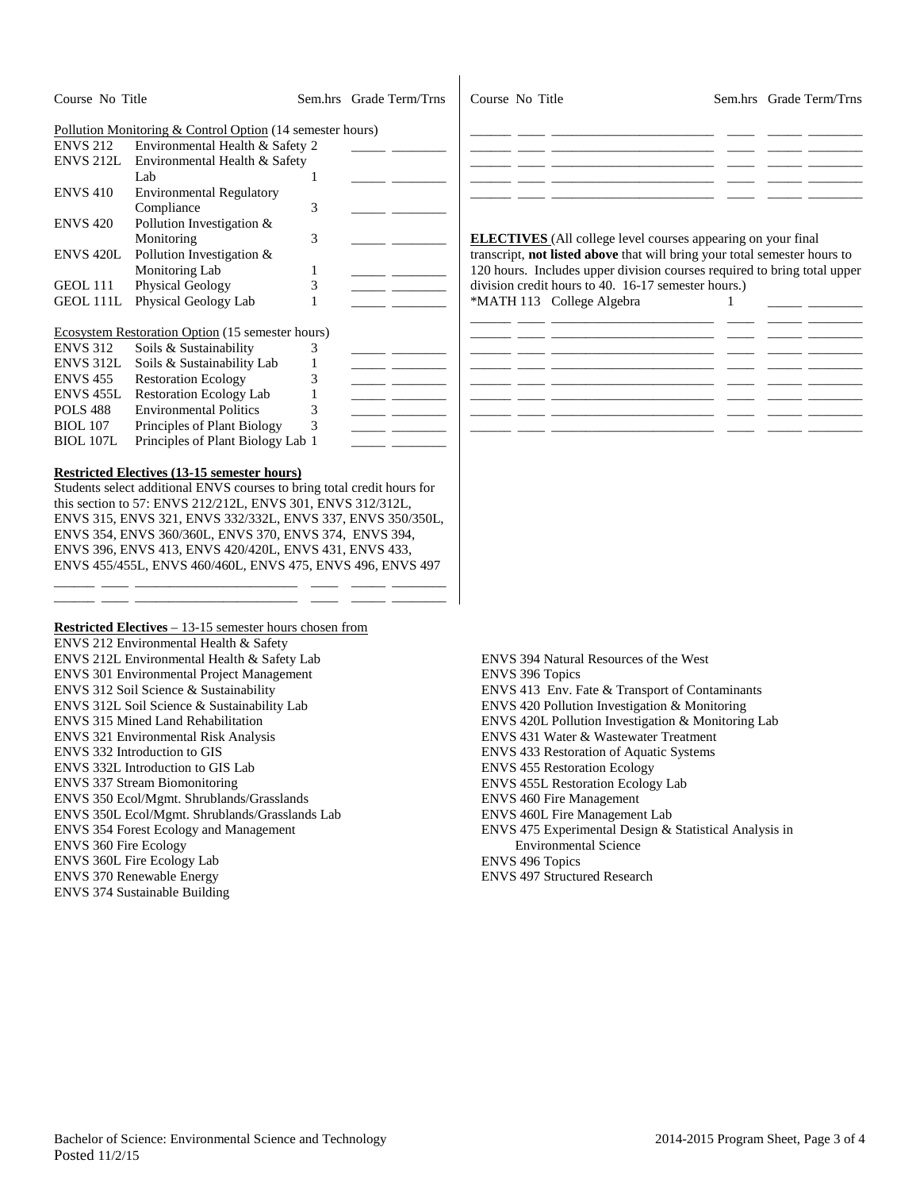| Course No | Title | Sem.hrs | Grade | Term/Trns |
|---|---|---|---|---|
| Pollution Monitoring & Control Option (14 semester hours) | | | | |
| ENVS 212 | Environmental Health & Safety | 2 | | |
| ENVS 212L | Environmental Health & Safety Lab | 1 | | |
| ENVS 410 | Environmental Regulatory Compliance | 3 | | |
| ENVS 420 | Pollution Investigation & Monitoring | 3 | | |
| ENVS 420L | Pollution Investigation & Monitoring Lab | 1 | | |
| GEOL 111 | Physical Geology | 3 | | |
| GEOL 111L | Physical Geology Lab | 1 | | |
| Ecosystem Restoration Option (15 semester hours) | | | | |
| ENVS 312 | Soils & Sustainability | 3 | | |
| ENVS 312L | Soils & Sustainability Lab | 1 | | |
| ENVS 455 | Restoration Ecology | 3 | | |
| ENVS 455L | Restoration Ecology Lab | 1 | | |
| POLS 488 | Environmental Politics | 3 | | |
| BIOL 107 | Principles of Plant Biology | 3 | | |
| BIOL 107L | Principles of Plant Biology Lab | 1 | | |

**Restricted Electives (13-15 semester hours)**

Students select additional ENVS courses to bring total credit hours for this section to 57: ENVS 212/212L, ENVS 301, ENVS 312/312L, ENVS 315, ENVS 321, ENVS 332/332L, ENVS 337, ENVS 350/350L, ENVS 354, ENVS 360/360L, ENVS 370, ENVS 374, ENVS 394, ENVS 396, ENVS 413, ENVS 420/420L, ENVS 431, ENVS 433, ENVS 455/455L, ENVS 460/460L, ENVS 475, ENVS 496, ENVS 497

| Course No | Title | Sem.hrs | Grade | Term/Trns |
|---|---|---|---|---|
| | | | | |
| | | | | |
| | | | | |
| | | | | |
| | | | | |
| | | | | |

**ELECTIVES** (All college level courses appearing on your final transcript, **not listed above** that will bring your total semester hours to 120 hours. Includes upper division courses required to bring total upper division credit hours to 40. 16-17 semester hours.)

| Course No | Title | Sem.hrs | Grade | Term/Trns |
|---|---|---|---|---|
| *MATH 113 | College Algebra | 1 | | |
| | | | | |
| | | | | |
| | | | | |
| | | | | |
| | | | | |
| | | | | |
| | | | | |

**Restricted Electives** – 13-15 semester hours chosen from

ENVS 212 Environmental Health & Safety
ENVS 212L Environmental Health & Safety Lab
ENVS 301 Environmental Project Management
ENVS 312 Soil Science & Sustainability
ENVS 312L Soil Science & Sustainability Lab
ENVS 315 Mined Land Rehabilitation
ENVS 321 Environmental Risk Analysis
ENVS 332 Introduction to GIS
ENVS 332L Introduction to GIS Lab
ENVS 337 Stream Biomonitoring
ENVS 350 Ecol/Mgmt. Shrublands/Grasslands
ENVS 350L Ecol/Mgmt. Shrublands/Grasslands Lab
ENVS 354 Forest Ecology and Management
ENVS 360 Fire Ecology
ENVS 360L Fire Ecology Lab
ENVS 370 Renewable Energy
ENVS 374 Sustainable Building
ENVS 394 Natural Resources of the West
ENVS 396 Topics
ENVS 413 Env. Fate & Transport of Contaminants
ENVS 420 Pollution Investigation & Monitoring
ENVS 420L Pollution Investigation & Monitoring Lab
ENVS 431 Water & Wastewater Treatment
ENVS 433 Restoration of Aquatic Systems
ENVS 455 Restoration Ecology
ENVS 455L Restoration Ecology Lab
ENVS 460 Fire Management
ENVS 460L Fire Management Lab
ENVS 475 Experimental Design & Statistical Analysis in Environmental Science
ENVS 496 Topics
ENVS 497 Structured Research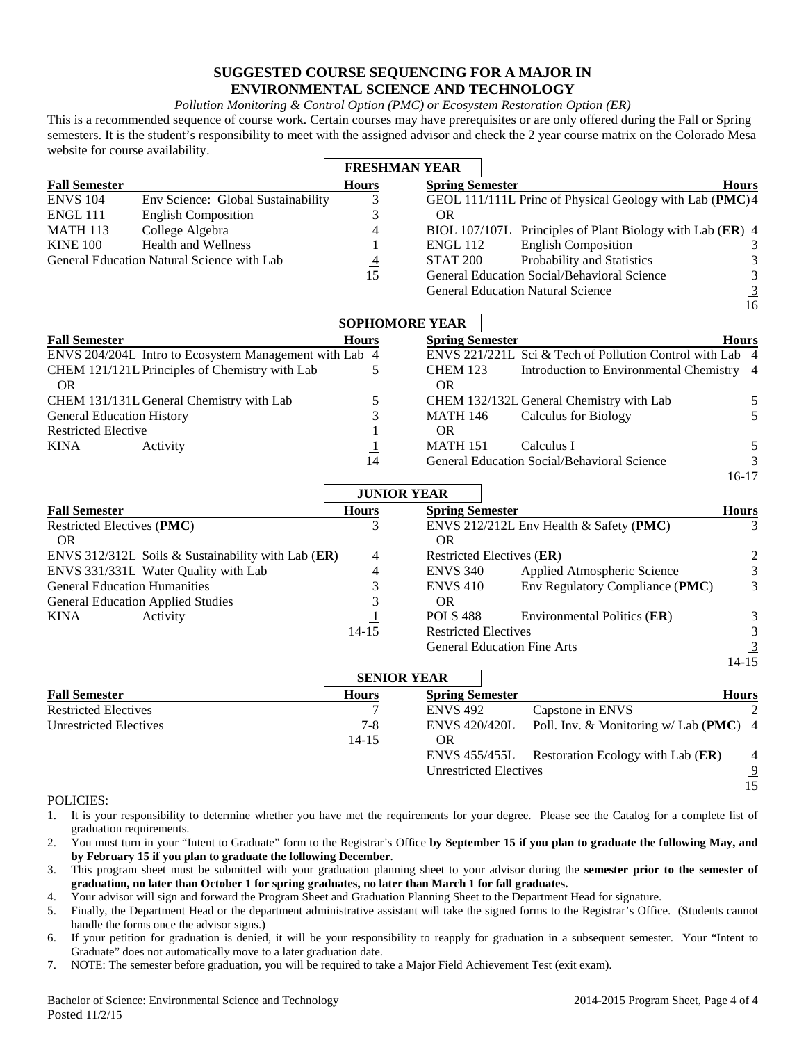## SUGGESTED COURSE SEQUENCING FOR A MAJOR IN ENVIRONMENTAL SCIENCE AND TECHNOLOGY

*Pollution Monitoring & Control Option (PMC) or Ecosystem Restoration Option (ER)*

This is a recommended sequence of course work. Certain courses may have prerequisites or are only offered during the Fall or Spring semesters. It is the student's responsibility to meet with the assigned advisor and check the 2 year course matrix on the Colorado Mesa website for course availability.

### FRESHMAN YEAR

| Fall Semester | | Hours | Spring Semester | | Hours |
|---|---|---|---|---|---|
| ENVS 104 | Env Science: Global Sustainability | 3 | GEOL 111/111L | Princ of Physical Geology with Lab (**PMC**) | 4 |
| ENGL 111 | English Composition | 3 | OR | | |
| MATH 113 | College Algebra | 4 | BIOL 107/107L | Principles of Plant Biology with Lab (**ER**) | 4 |
| KINE 100 | Health and Wellness | 1 | ENGL 112 | English Composition | 3 |
| General Education Natural Science with Lab | | 4 | STAT 200 | Probability and Statistics | 3 |
| | | 15 | General Education Social/Behavioral Science | | 3 |
| | | | General Education Natural Science | | 3 |
| | | | | | 16 |

### SOPHOMORE YEAR

| Fall Semester | | Hours | Spring Semester | | Hours |
|---|---|---|---|---|---|
| ENVS 204/204L | Intro to Ecosystem Management with Lab | 4 | ENVS 221/221L | Sci & Tech of Pollution Control with Lab | 4 |
| CHEM 121/121L | Principles of Chemistry with Lab | 5 | CHEM 123 | Introduction to Environmental Chemistry | 4 |
| OR | | | OR | | |
| CHEM 131/131L | General Chemistry with Lab | 5 | CHEM 132/132L | General Chemistry with Lab | 5 |
| General Education History | | 3 | MATH 146 | Calculus for Biology | 5 |
| Restricted Elective | | 1 | OR | | |
| KINA | Activity | 1 | MATH 151 | Calculus I | 5 |
| | | 14 | General Education Social/Behavioral Science | | 3 |
| | | | | | 16-17 |

### JUNIOR YEAR

| Fall Semester | | Hours | Spring Semester | | Hours |
|---|---|---|---|---|---|
| Restricted Electives (**PMC**) | | 3 | ENVS 212/212L | Env Health & Safety (**PMC**) | 3 |
| OR | | | OR | | |
| ENVS 312/312L | Soils & Sustainability with Lab (**ER**) | 4 | Restricted Electives (**ER**) | | 2 |
| ENVS 331/331L | Water Quality with Lab | 4 | ENVS 340 | Applied Atmospheric Science | 3 |
| General Education Humanities | | 3 | ENVS 410 | Env Regulatory Compliance (**PMC**) | 3 |
| General Education Applied Studies | | 3 | OR | | |
| KINA | Activity | 1 | POLS 488 | Environmental Politics (**ER**) | 3 |
| | | 14-15 | Restricted Electives | | 3 |
| | | | General Education Fine Arts | | 3 |
| | | | | | 14-15 |

### SENIOR YEAR

| Fall Semester | | Hours | Spring Semester | | Hours |
|---|---|---|---|---|---|
| Restricted Electives | | 7 | ENVS 492 | Capstone in ENVS | 2 |
| Unrestricted Electives | | 7-8 | ENVS 420/420L | Poll. Inv. & Monitoring w/ Lab (**PMC**) | 4 |
| | | 14-15 | OR | | |
| | | | ENVS 455/455L | Restoration Ecology with Lab (**ER**) | 4 |
| | | | Unrestricted Electives | | 9 |
| | | | | | 15 |

POLICIES:

1. It is your responsibility to determine whether you have met the requirements for your degree. Please see the Catalog for a complete list of graduation requirements.
2. You must turn in your "Intent to Graduate" form to the Registrar's Office **by September 15 if you plan to graduate the following May, and by February 15 if you plan to graduate the following December**.
3. This program sheet must be submitted with your graduation planning sheet to your advisor during the **semester prior to the semester of graduation, no later than October 1 for spring graduates, no later than March 1 for fall graduates.**
4. Your advisor will sign and forward the Program Sheet and Graduation Planning Sheet to the Department Head for signature.
5. Finally, the Department Head or the department administrative assistant will take the signed forms to the Registrar's Office. (Students cannot handle the forms once the advisor signs.)
6. If your petition for graduation is denied, it will be your responsibility to reapply for graduation in a subsequent semester. Your "Intent to Graduate" does not automatically move to a later graduation date.
7. NOTE: The semester before graduation, you will be required to take a Major Field Achievement Test (exit exam).

Bachelor of Science: Environmental Science and Technology
Posted 11/2/15